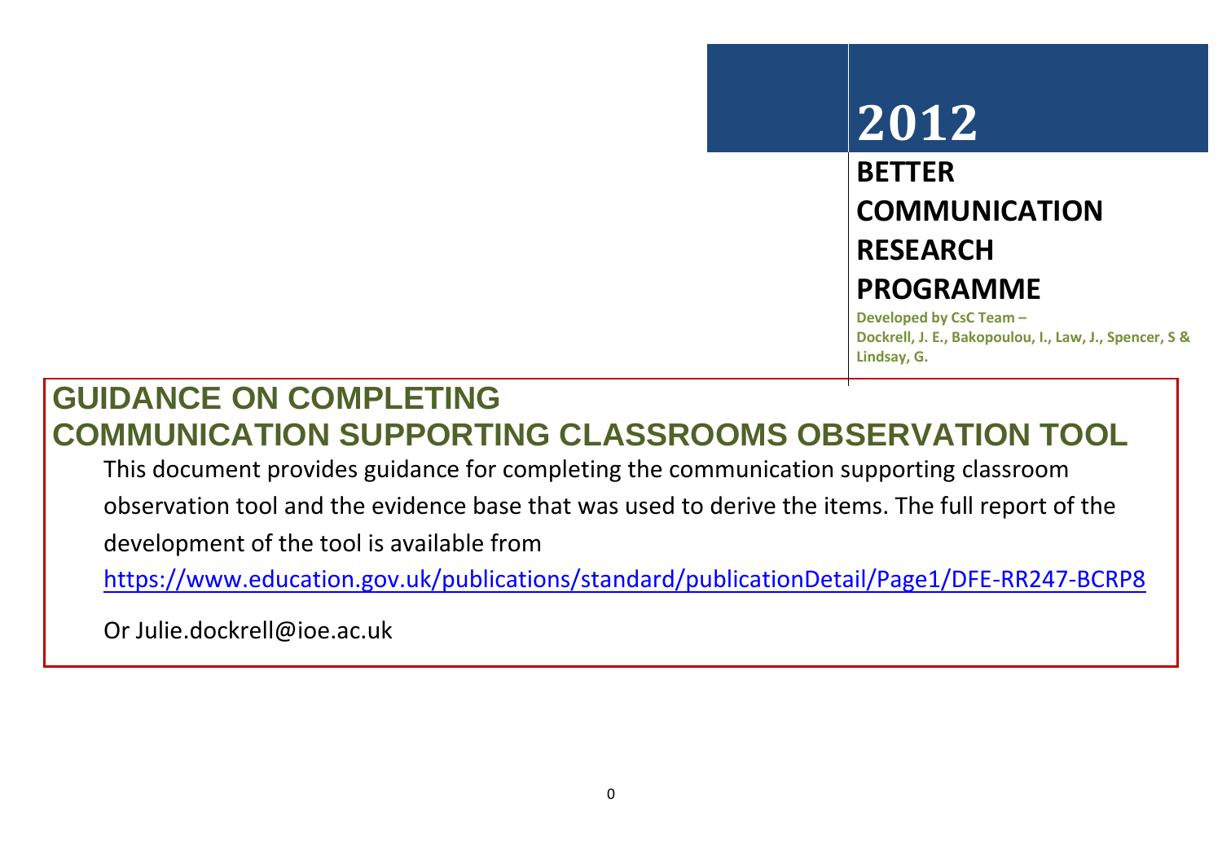# 2012

**BETTER COMMUNICATION RESEARCH PROGRAMME**

**Developed by CsC Team – Dockrell, J. E., Bakopoulou, I., Law, J., Spencer, S & Lindsay, G.**

## GUIDANCE ON COMPLETING COMMUNICATION SUPPORTING CLASSROOMS OBSERVATION TOOL

This document provides guidance for completing the communication supporting classroom observation tool and the evidence base that was used to derive the items. The full report of the development of the tool is available from

https://www.education.gov.uk/publications/standard/publicationDetail/Page1/DFE-RR247-BCRP8

Or Julie.dockrell@ioe.ac.uk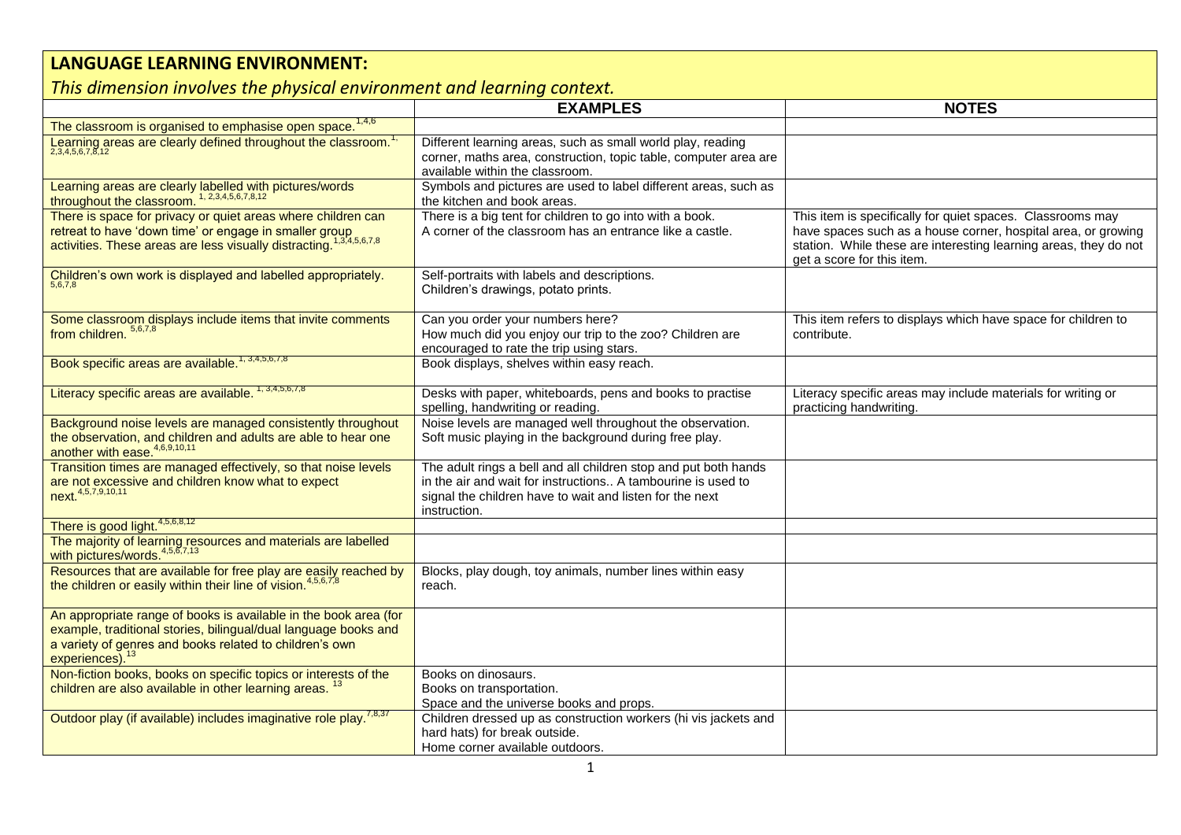## LANGUAGE LEARNING ENVIRONMENT:

*This dimension involves the physical environment and learning context.*

| | EXAMPLES | NOTES |
|---|---|---|
| The classroom is organised to emphasise open space.[1,4,6] | | |
| Learning areas are clearly defined throughout the classroom.[1,2,3,4,5,6,7,8,12] | Different learning areas, such as small world play, reading corner, maths area, construction, topic table, computer area are available within the classroom. | |
| Learning areas are clearly labelled with pictures/words throughout the classroom.[1,2,3,4,5,6,7,8,12] | Symbols and pictures are used to label different areas, such as the kitchen and book areas. | |
| There is space for privacy or quiet areas where children can retreat to have 'down time' or engage in smaller group activities. These areas are less visually distracting.[1,3,4,5,6,7,8] | There is a big tent for children to go into with a book. A corner of the classroom has an entrance like a castle. | This item is specifically for quiet spaces. Classrooms may have spaces such as a house corner, hospital area, or growing station. While these are interesting learning areas, they do not get a score for this item. |
| Children's own work is displayed and labelled appropriately.[5,6,7,8] | Self-portraits with labels and descriptions. Children's drawings, potato prints. | |
| Some classroom displays include items that invite comments from children.[5,6,7,8] | Can you order your numbers here? How much did you enjoy our trip to the zoo? Children are encouraged to rate the trip using stars. | This item refers to displays which have space for children to contribute. |
| Book specific areas are available.[1,3,4,5,6,7,8] | Book displays, shelves within easy reach. | |
| Literacy specific areas are available.[1,3,4,5,6,7,8] | Desks with paper, whiteboards, pens and books to practise spelling, handwriting or reading. | Literacy specific areas may include materials for writing or practicing handwriting. |
| Background noise levels are managed consistently throughout the observation, and children and adults are able to hear one another with ease.[4,6,9,10,11] | Noise levels are managed well throughout the observation. Soft music playing in the background during free play. | |
| Transition times are managed effectively, so that noise levels are not excessive and children know what to expect next.[4,5,7,9,10,11] | The adult rings a bell and all children stop and put both hands in the air and wait for instructions.. A tambourine is used to signal the children have to wait and listen for the next instruction. | |
| There is good light.[4,5,6,8,12] | | |
| The majority of learning resources and materials are labelled with pictures/words.[4,5,6,7,13] | | |
| Resources that are available for free play are easily reached by the children or easily within their line of vision.[4,5,6,7,8] | Blocks, play dough, toy animals, number lines within easy reach. | |
| An appropriate range of books is available in the book area (for example, traditional stories, bilingual/dual language books and a variety of genres and books related to children's own experiences).[13] | | |
| Non-fiction books, books on specific topics or interests of the children are also available in other learning areas.[13] | Books on dinosaurs. Books on transportation. Space and the universe books and props. | |
| Outdoor play (if available) includes imaginative role play.[7,8,37] | Children dressed up as construction workers (hi vis jackets and hard hats) for break outside. Home corner available outdoors. | |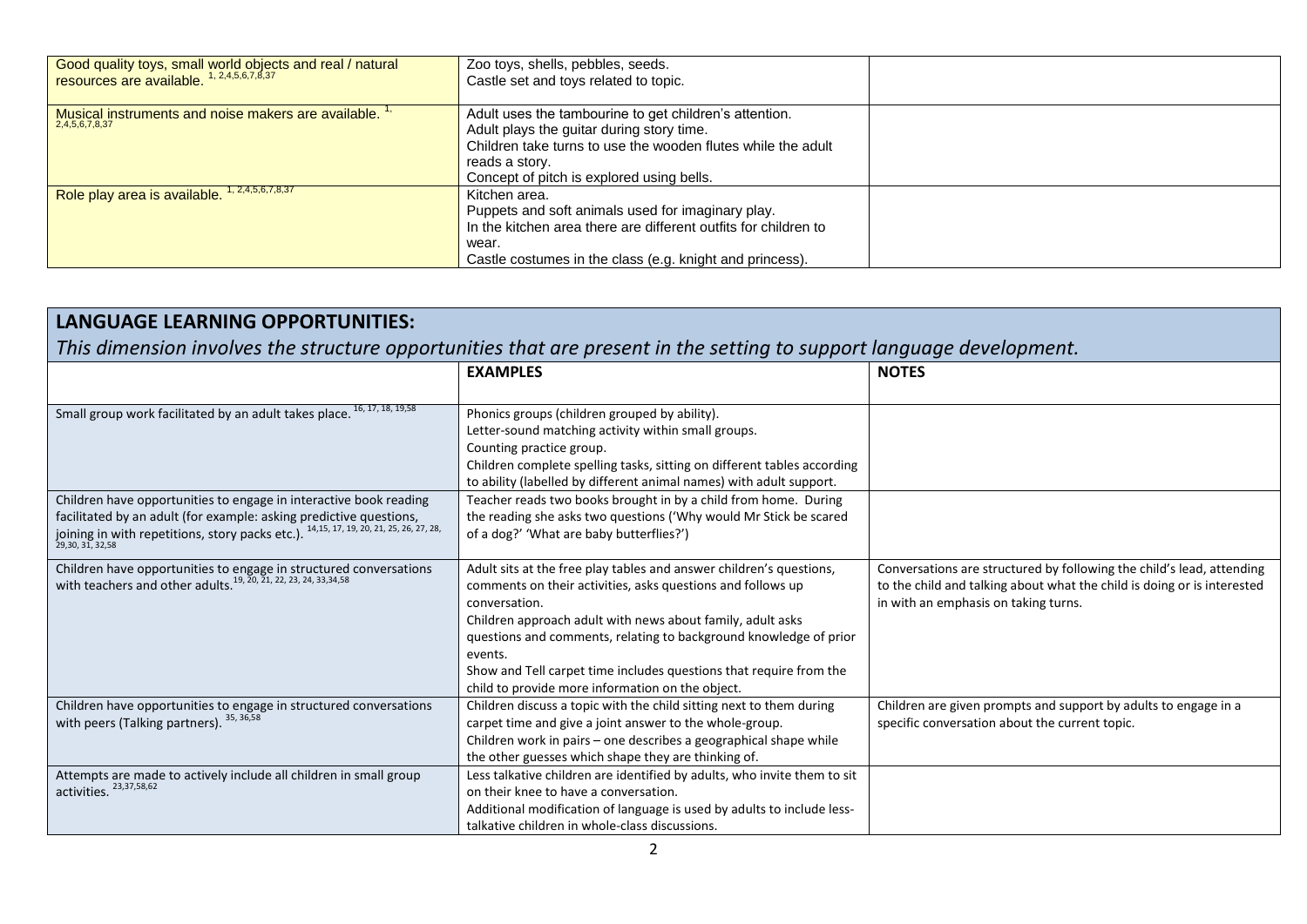| | | |
|---|---|---|
| Good quality toys, small world objects and real / natural resources are available. [1, 2,4,5,6,7,8,37] | Zoo toys, shells, pebbles, seeds.<br>Castle set and toys related to topic. | |
| Musical instruments and noise makers are available. [1, 2,4,5,6,7,8,37] | Adult uses the tambourine to get children's attention.<br>Adult plays the guitar during story time.<br>Children take turns to use the wooden flutes while the adult reads a story.<br>Concept of pitch is explored using bells. | |
| Role play area is available. [1, 2,4,5,6,7,8,37] | Kitchen area.<br>Puppets and soft animals used for imaginary play.<br>In the kitchen area there are different outfits for children to wear.<br>Castle costumes in the class (e.g. knight and princess). | |

## LANGUAGE LEARNING OPPORTUNITIES:

*This dimension involves the structure opportunities that are present in the setting to support language development.*

| | EXAMPLES | NOTES |
|---|---|---|
| Small group work facilitated by an adult takes place. [16, 17, 18, 19,58] | Phonics groups (children grouped by ability).<br>Letter-sound matching activity within small groups.<br>Counting practice group.<br>Children complete spelling tasks, sitting on different tables according to ability (labelled by different animal names) with adult support. | |
| Children have opportunities to engage in interactive book reading facilitated by an adult (for example: asking predictive questions, joining in with repetitions, story packs etc.). [14,15, 17, 19, 20, 21, 25, 26, 27, 28, 29,30, 31, 32,58] | Teacher reads two books brought in by a child from home. During the reading she asks two questions ('Why would Mr Stick be scared of a dog?' 'What are baby butterflies?') | |
| Children have opportunities to engage in structured conversations with teachers and other adults. [19, 20, 21, 22, 23, 24, 33,34,58] | Adult sits at the free play tables and answer children's questions, comments on their activities, asks questions and follows up conversation.<br>Children approach adult with news about family, adult asks questions and comments, relating to background knowledge of prior events.<br>Show and Tell carpet time includes questions that require from the child to provide more information on the object. | Conversations are structured by following the child's lead, attending to the child and talking about what the child is doing or is interested in with an emphasis on taking turns. |
| Children have opportunities to engage in structured conversations with peers (Talking partners). [35, 36,58] | Children discuss a topic with the child sitting next to them during carpet time and give a joint answer to the whole-group.<br>Children work in pairs – one describes a geographical shape while the other guesses which shape they are thinking of. | Children are given prompts and support by adults to engage in a specific conversation about the current topic. |
| Attempts are made to actively include all children in small group activities. [23,37,58,62] | Less talkative children are identified by adults, who invite them to sit on their knee to have a conversation.<br>Additional modification of language is used by adults to include less-talkative children in whole-class discussions. | |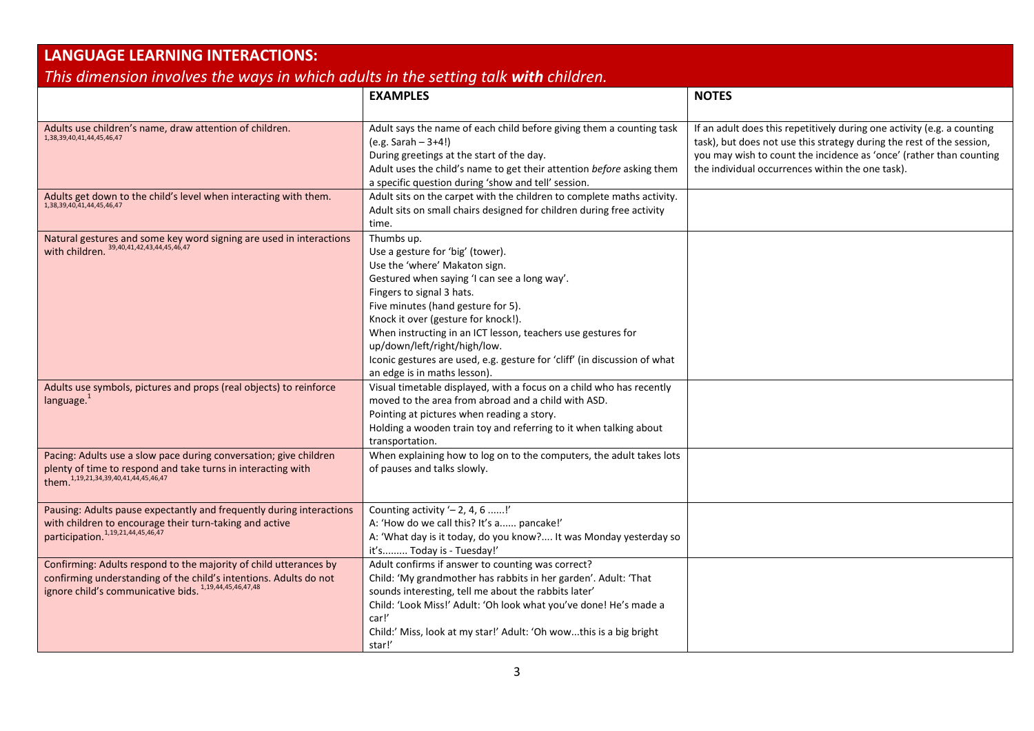## LANGUAGE LEARNING INTERACTIONS:

*This dimension involves the ways in which adults in the setting talk **with** children.*

| | **EXAMPLES** | **NOTES** |
|---|---|---|
| Adults use children's name, draw attention of children. [1,38,39,40,41,44,45,46,47] | Adult says the name of each child before giving them a counting task (e.g. Sarah – 3+4!)<br>During greetings at the start of the day.<br>Adult uses the child's name to get their attention *before* asking them a specific question during 'show and tell' session. | If an adult does this repetitively during one activity (e.g. a counting task), but does not use this strategy during the rest of the session, you may wish to count the incidence as 'once' (rather than counting the individual occurrences within the one task). |
| Adults get down to the child's level when interacting with them. [1,38,39,40,41,44,45,46,47] | Adult sits on the carpet with the children to complete maths activity.<br>Adult sits on small chairs designed for children during free activity time. | |
| Natural gestures and some key word signing are used in interactions with children. [39,40,41,42,43,44,45,46,47] | Thumbs up.<br>Use a gesture for 'big' (tower).<br>Use the 'where' Makaton sign.<br>Gestured when saying 'I can see a long way'.<br>Fingers to signal 3 hats.<br>Five minutes (hand gesture for 5).<br>Knock it over (gesture for knock!).<br>When instructing in an ICT lesson, teachers use gestures for up/down/left/right/high/low.<br>Iconic gestures are used, e.g. gesture for 'cliff' (in discussion of what an edge is in maths lesson). | |
| Adults use symbols, pictures and props (real objects) to reinforce language. [1] | Visual timetable displayed, with a focus on a child who has recently moved to the area from abroad and a child with ASD.<br>Pointing at pictures when reading a story.<br>Holding a wooden train toy and referring to it when talking about transportation. | |
| Pacing: Adults use a slow pace during conversation; give children plenty of time to respond and take turns in interacting with them. [1,19,21,34,39,40,41,44,45,46,47] | When explaining how to log on to the computers, the adult takes lots of pauses and talks slowly. | |
| Pausing: Adults pause expectantly and frequently during interactions with children to encourage their turn-taking and active participation. [1,19,21,44,45,46,47] | Counting activity '– 2, 4, 6 ......!'<br>A: 'How do we call this? It's a...... pancake!'<br>A: 'What day is it today, do you know?.... It was Monday yesterday so it's......... Today is - Tuesday!' | |
| Confirming: Adults respond to the majority of child utterances by confirming understanding of the child's intentions. Adults do not ignore child's communicative bids. [1,19,44,45,46,47,48] | Adult confirms if answer to counting was correct?<br>Child: 'My grandmother has rabbits in her garden'. Adult: 'That sounds interesting, tell me about the rabbits later'<br>Child: 'Look Miss!' Adult: 'Oh look what you've done! He's made a car!'<br>Child:' Miss, look at my star!' Adult: 'Oh wow...this is a big bright star!' | |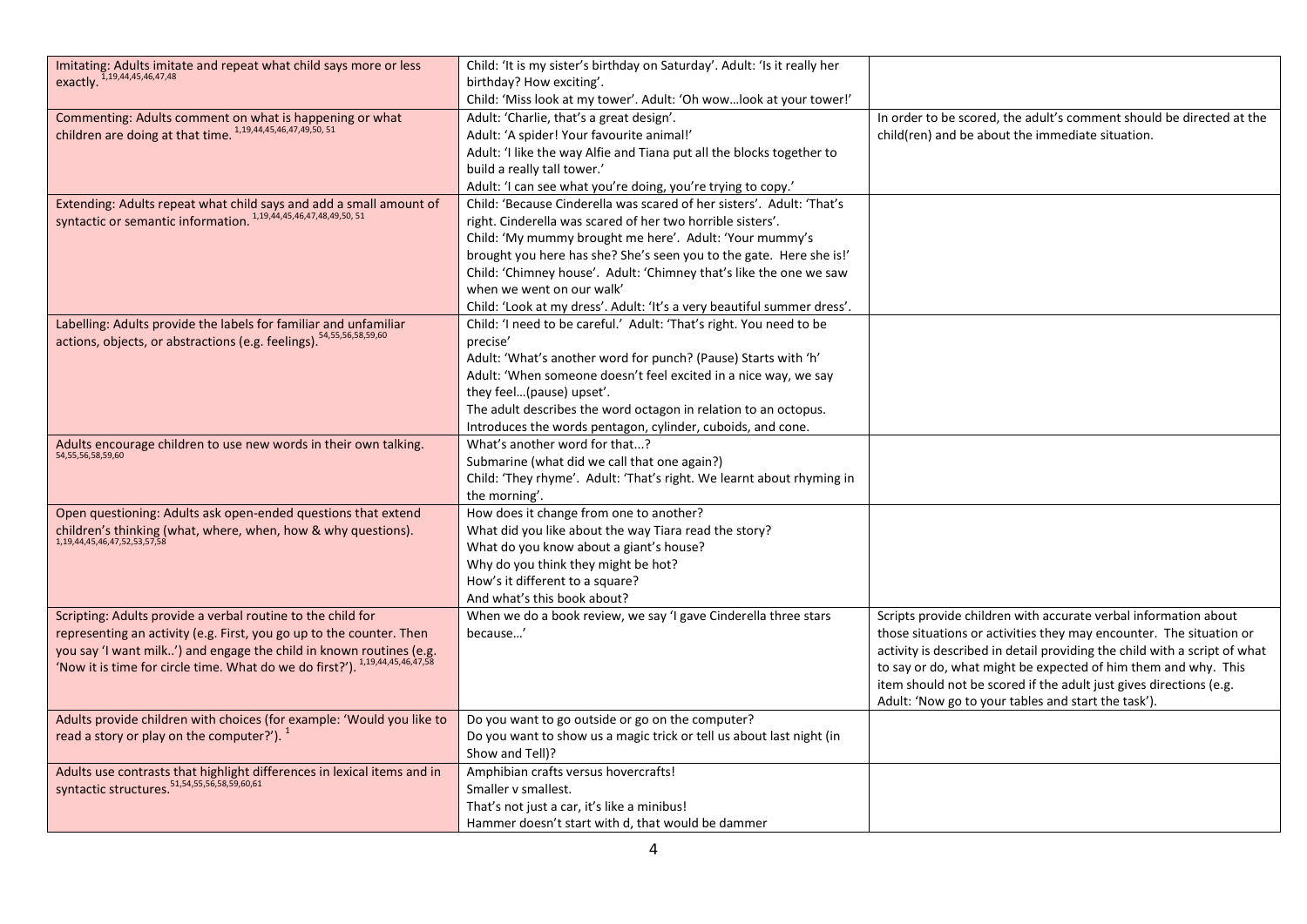| | | |
|---|---|---|
| Imitating: Adults imitate and repeat what child says more or less exactly. [1,19,44,45,46,47,48] | Child: 'It is my sister's birthday on Saturday'. Adult: 'Is it really her birthday? How exciting'.<br>Child: 'Miss look at my tower'. Adult: 'Oh wow…look at your tower!' | |
| Commenting: Adults comment on what is happening or what children are doing at that time. [1,19,44,45,46,47,49,50,51] | Adult: 'Charlie, that's a great design'.<br>Adult: 'A spider! Your favourite animal!'<br>Adult: 'I like the way Alfie and Tiana put all the blocks together to build a really tall tower.'<br>Adult: 'I can see what you're doing, you're trying to copy.' | In order to be scored, the adult's comment should be directed at the child(ren) and be about the immediate situation. |
| Extending: Adults repeat what child says and add a small amount of syntactic or semantic information. [1,19,44,45,46,47,48,49,50,51] | Child: 'Because Cinderella was scared of her sisters'. Adult: 'That's right. Cinderella was scared of her two horrible sisters'.<br>Child: 'My mummy brought me here'. Adult: 'Your mummy's brought you here has she? She's seen you to the gate. Here she is!'<br>Child: 'Chimney house'. Adult: 'Chimney that's like the one we saw when we went on our walk'<br>Child: 'Look at my dress'. Adult: 'It's a very beautiful summer dress'. | |
| Labelling: Adults provide the labels for familiar and unfamiliar actions, objects, or abstractions (e.g. feelings). [54,55,56,58,59,60] | Child: 'I need to be careful.' Adult: 'That's right. You need to be precise'<br>Adult: 'What's another word for punch? (Pause) Starts with 'h'<br>Adult: 'When someone doesn't feel excited in a nice way, we say they feel…(pause) upset'.<br>The adult describes the word octagon in relation to an octopus.<br>Introduces the words pentagon, cylinder, cuboids, and cone. | |
| Adults encourage children to use new words in their own talking. [54,55,56,58,59,60] | What's another word for that...?<br>Submarine (what did we call that one again?)<br>Child: 'They rhyme'. Adult: 'That's right. We learnt about rhyming in the morning'. | |
| Open questioning: Adults ask open-ended questions that extend children's thinking (what, where, when, how & why questions). [1,19,44,45,46,47,52,53,57,58] | How does it change from one to another?<br>What did you like about the way Tiara read the story?<br>What do you know about a giant's house?<br>Why do you think they might be hot?<br>How's it different to a square?<br>And what's this book about? | |
| Scripting: Adults provide a verbal routine to the child for representing an activity (e.g. First, you go up to the counter. Then you say 'I want milk..') and engage the child in known routines (e.g. 'Now it is time for circle time. What do we do first?'). [1,19,44,45,46,47,58] | When we do a book review, we say 'I gave Cinderella three stars because…' | Scripts provide children with accurate verbal information about those situations or activities they may encounter. The situation or activity is described in detail providing the child with a script of what to say or do, what might be expected of him them and why. This item should not be scored if the adult just gives directions (e.g. Adult: 'Now go to your tables and start the task'). |
| Adults provide children with choices (for example: 'Would you like to read a story or play on the computer?'). [1] | Do you want to go outside or go on the computer?<br>Do you want to show us a magic trick or tell us about last night (in Show and Tell)? | |
| Adults use contrasts that highlight differences in lexical items and in syntactic structures. [51,54,55,56,58,59,60,61] | Amphibian crafts versus hovercrafts!<br>Smaller v smallest.<br>That's not just a car, it's like a minibus!<br>Hammer doesn't start with d, that would be dammer | |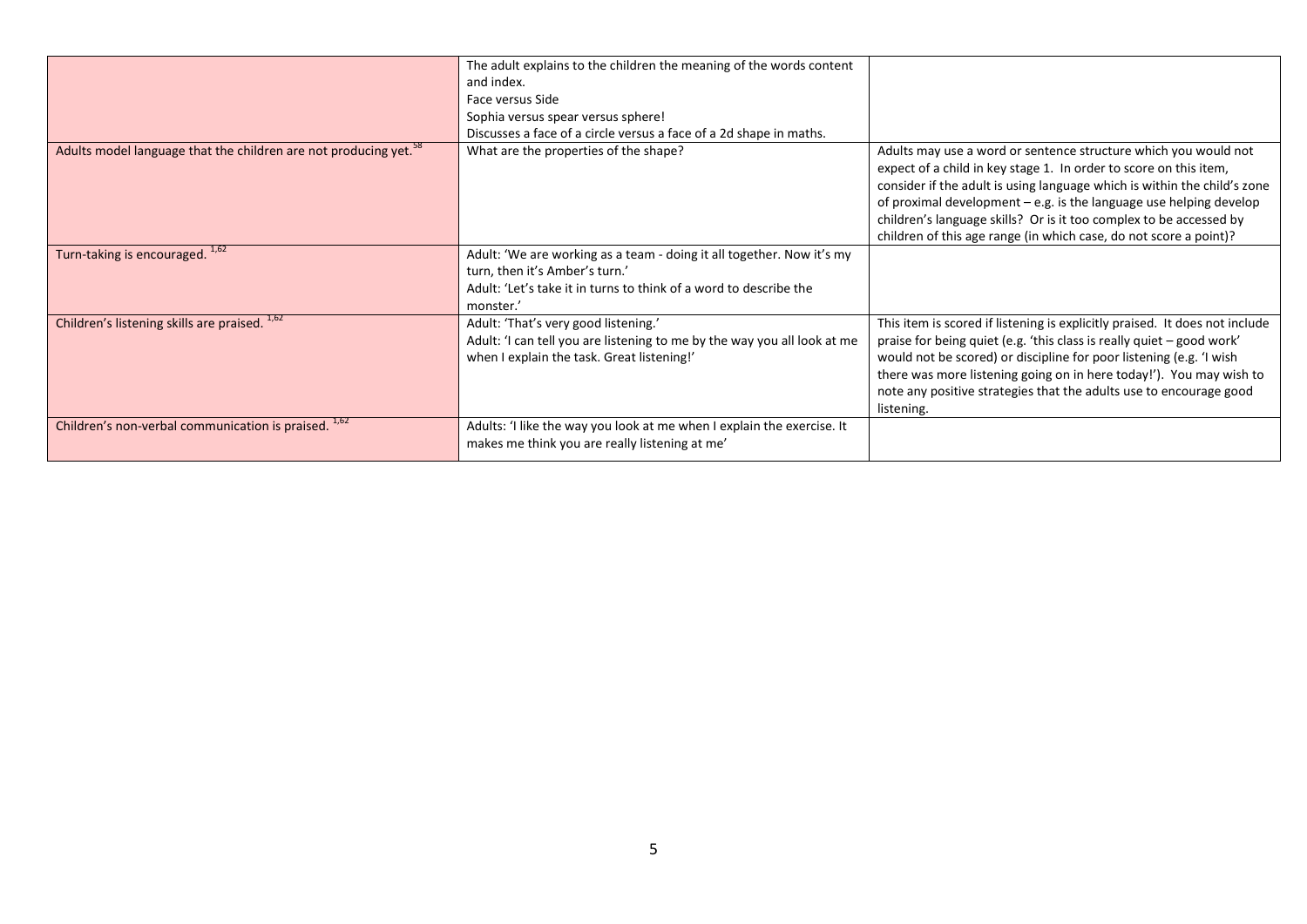| | | |
|---|---|---|
| | The adult explains to the children the meaning of the words content and index.<br>Face versus Side<br>Sophia versus spear versus sphere!<br>Discusses a face of a circle versus a face of a 2d shape in maths. | |
| Adults model language that the children are not producing yet.[58] | What are the properties of the shape? | Adults may use a word or sentence structure which you would not expect of a child in key stage 1. In order to score on this item, consider if the adult is using language which is within the child's zone of proximal development – e.g. is the language use helping develop children's language skills? Or is it too complex to be accessed by children of this age range (in which case, do not score a point)? |
| Turn-taking is encouraged. [1,62] | Adult: 'We are working as a team - doing it all together. Now it's my turn, then it's Amber's turn.'<br>Adult: 'Let's take it in turns to think of a word to describe the monster.' | |
| Children's listening skills are praised. [1,62] | Adult: 'That's very good listening.'<br>Adult: 'I can tell you are listening to me by the way you all look at me when I explain the task. Great listening!' | This item is scored if listening is explicitly praised. It does not include praise for being quiet (e.g. 'this class is really quiet – good work' would not be scored) or discipline for poor listening (e.g. 'I wish there was more listening going on in here today!'). You may wish to note any positive strategies that the adults use to encourage good listening. |
| Children's non-verbal communication is praised. [1,62] | Adults: 'I like the way you look at me when I explain the exercise. It makes me think you are really listening at me' | |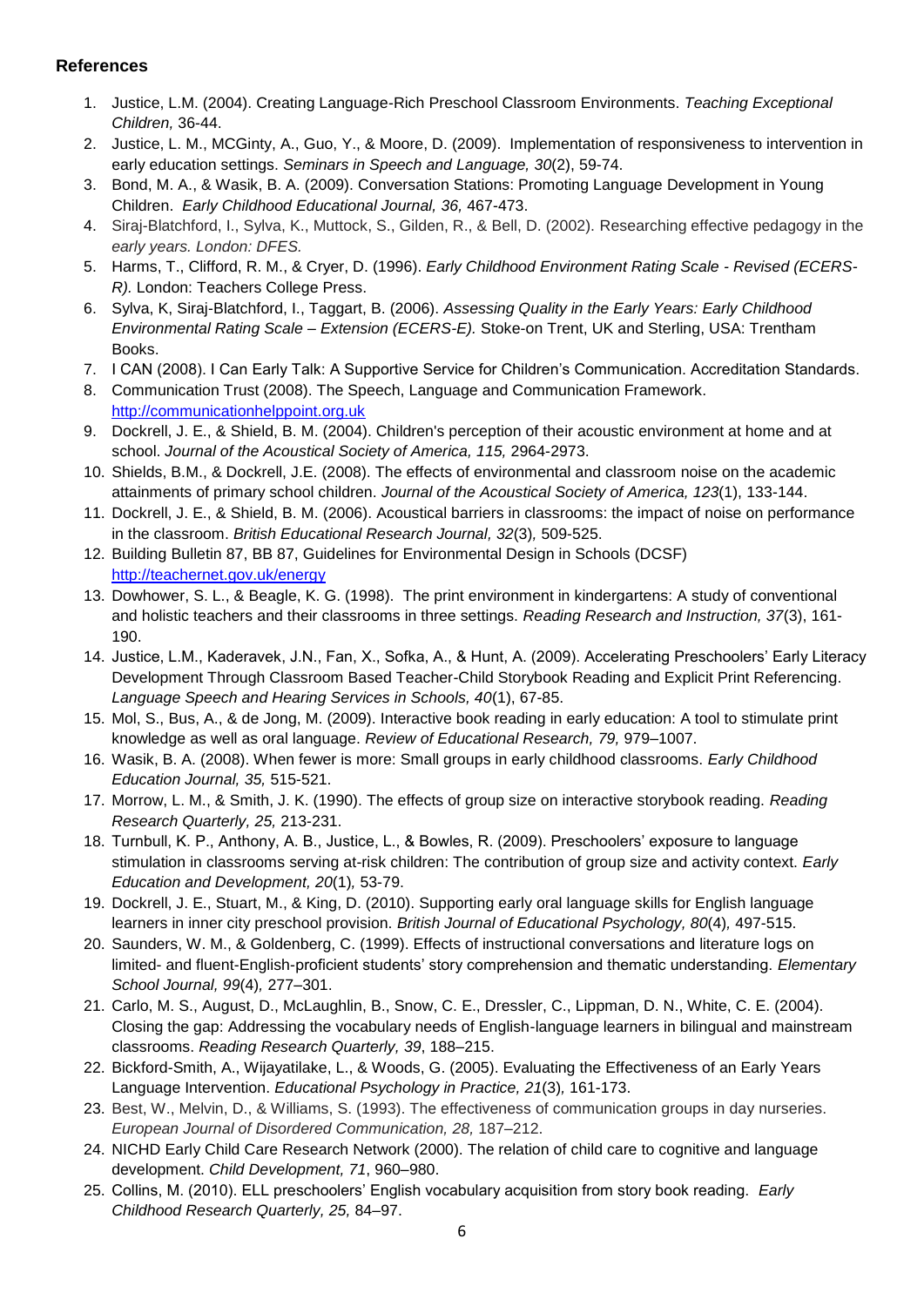### References

1. Justice, L.M. (2004). Creating Language-Rich Preschool Classroom Environments. *Teaching Exceptional Children,* 36-44.
2. Justice, L. M., MCGinty, A., Guo, Y., & Moore, D. (2009). Implementation of responsiveness to intervention in early education settings. *Seminars in Speech and Language, 30*(2), 59-74.
3. Bond, M. A., & Wasik, B. A. (2009). Conversation Stations: Promoting Language Development in Young Children. *Early Childhood Educational Journal, 36,* 467-473.
4. Siraj-Blatchford, I., Sylva, K., Muttock, S., Gilden, R., & Bell, D. (2002). Researching effective pedagogy in the *early years. London: DFES.*
5. Harms, T., Clifford, R. M., & Cryer, D. (1996). *Early Childhood Environment Rating Scale - Revised (ECERS-R).* London: Teachers College Press.
6. Sylva, K, Siraj-Blatchford, I., Taggart, B. (2006). *Assessing Quality in the Early Years: Early Childhood Environmental Rating Scale – Extension (ECERS-E).* Stoke-on Trent, UK and Sterling, USA: Trentham Books.
7. I CAN (2008). I Can Early Talk: A Supportive Service for Children's Communication. Accreditation Standards.
8. Communication Trust (2008). The Speech, Language and Communication Framework. http://communicationhelppoint.org.uk
9. Dockrell, J. E., & Shield, B. M. (2004). Children's perception of their acoustic environment at home and at school. *Journal of the Acoustical Society of America, 115,* 2964-2973.
10. Shields, B.M., & Dockrell, J.E. (2008). The effects of environmental and classroom noise on the academic attainments of primary school children. *Journal of the Acoustical Society of America, 123*(1), 133-144.
11. Dockrell, J. E., & Shield, B. M. (2006). Acoustical barriers in classrooms: the impact of noise on performance in the classroom. *British Educational Research Journal, 32*(3)*,* 509-525.
12. Building Bulletin 87, BB 87, Guidelines for Environmental Design in Schools (DCSF) http://teachernet.gov.uk/energy
13. Dowhower, S. L., & Beagle, K. G. (1998). The print environment in kindergartens: A study of conventional and holistic teachers and their classrooms in three settings. *Reading Research and Instruction, 37*(3), 161-190.
14. Justice, L.M., Kaderavek, J.N., Fan, X., Sofka, A., & Hunt, A. (2009). Accelerating Preschoolers' Early Literacy Development Through Classroom Based Teacher-Child Storybook Reading and Explicit Print Referencing. *Language Speech and Hearing Services in Schools, 40*(1), 67-85.
15. Mol, S., Bus, A., & de Jong, M. (2009). Interactive book reading in early education: A tool to stimulate print knowledge as well as oral language. *Review of Educational Research, 79,* 979–1007.
16. Wasik, B. A. (2008). When fewer is more: Small groups in early childhood classrooms. *Early Childhood Education Journal, 35,* 515-521.
17. Morrow, L. M., & Smith, J. K. (1990). The effects of group size on interactive storybook reading. *Reading Research Quarterly, 25,* 213-231.
18. Turnbull, K. P., Anthony, A. B., Justice, L., & Bowles, R. (2009). Preschoolers' exposure to language stimulation in classrooms serving at-risk children: The contribution of group size and activity context. *Early Education and Development, 20*(1)*,* 53-79.
19. Dockrell, J. E., Stuart, M., & King, D. (2010). Supporting early oral language skills for English language learners in inner city preschool provision. *British Journal of Educational Psychology, 80*(4)*,* 497-515.
20. Saunders, W. M., & Goldenberg, C. (1999). Effects of instructional conversations and literature logs on limited- and fluent-English-proficient students' story comprehension and thematic understanding. *Elementary School Journal, 99*(4)*,* 277–301.
21. Carlo, M. S., August, D., McLaughlin, B., Snow, C. E., Dressler, C., Lippman, D. N., White, C. E. (2004). Closing the gap: Addressing the vocabulary needs of English-language learners in bilingual and mainstream classrooms. *Reading Research Quarterly, 39*, 188–215.
22. Bickford-Smith, A., Wijayatilake, L., & Woods, G. (2005). Evaluating the Effectiveness of an Early Years Language Intervention. *Educational Psychology in Practice, 21*(3)*,* 161-173.
23. Best, W., Melvin, D., & Williams, S. (1993). The effectiveness of communication groups in day nurseries. *European Journal of Disordered Communication, 28,* 187–212.
24. NICHD Early Child Care Research Network (2000). The relation of child care to cognitive and language development. *Child Development, 71*, 960–980.
25. Collins, M. (2010). ELL preschoolers' English vocabulary acquisition from story book reading. *Early Childhood Research Quarterly, 25,* 84–97.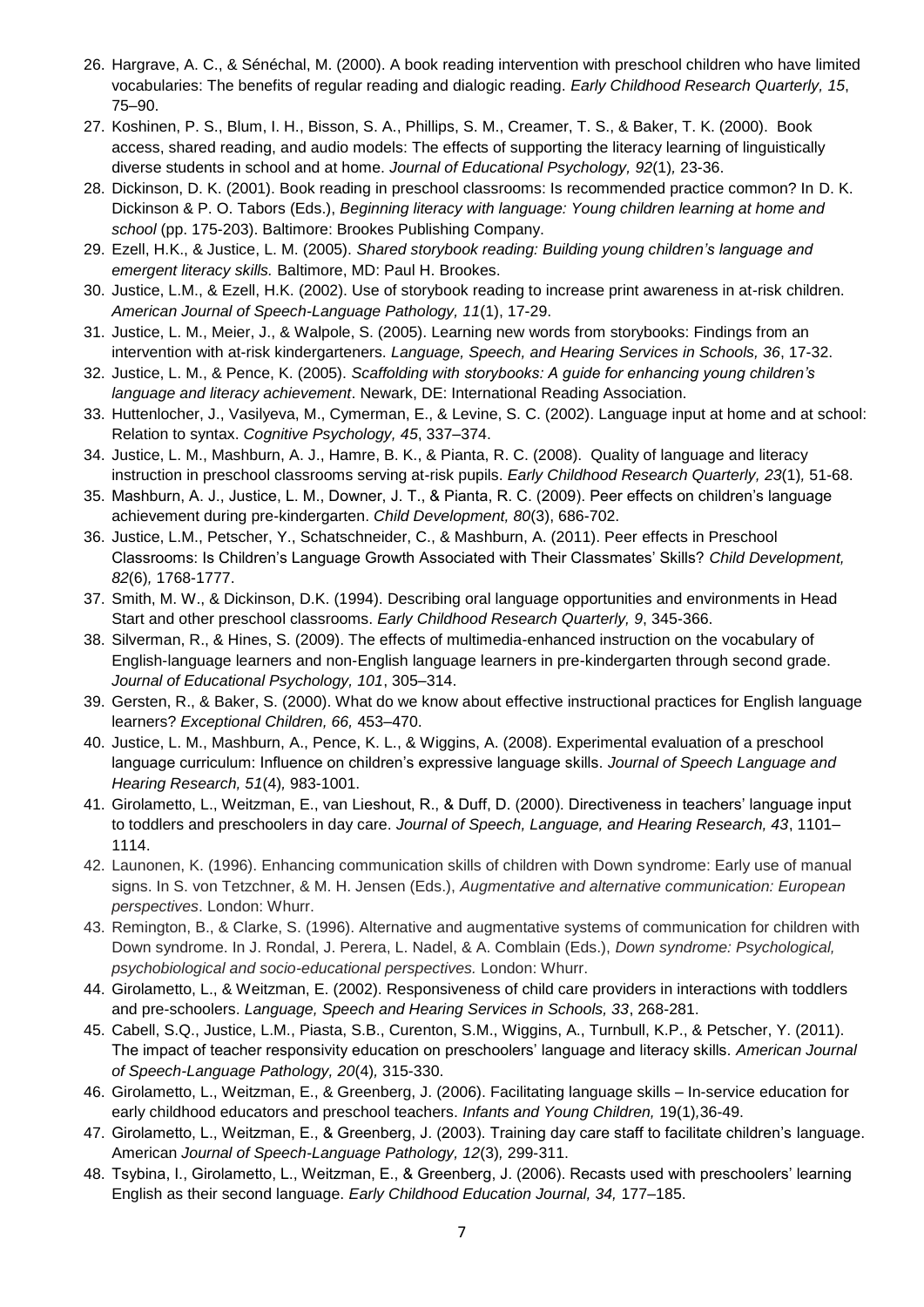26. Hargrave, A. C., & Sénéchal, M. (2000). A book reading intervention with preschool children who have limited vocabularies: The benefits of regular reading and dialogic reading. *Early Childhood Research Quarterly, 15*, 75–90.
27. Koshinen, P. S., Blum, I. H., Bisson, S. A., Phillips, S. M., Creamer, T. S., & Baker, T. K. (2000). Book access, shared reading, and audio models: The effects of supporting the literacy learning of linguistically diverse students in school and at home. *Journal of Educational Psychology, 92*(1)*,* 23-36.
28. Dickinson, D. K. (2001). Book reading in preschool classrooms: Is recommended practice common? In D. K. Dickinson & P. O. Tabors (Eds.), *Beginning literacy with language: Young children learning at home and school* (pp. 175-203). Baltimore: Brookes Publishing Company.
29. Ezell, H.K., & Justice, L. M. (2005). *Shared storybook reading: Building young children's language and emergent literacy skills.* Baltimore, MD: Paul H. Brookes.
30. Justice, L.M., & Ezell, H.K. (2002). Use of storybook reading to increase print awareness in at-risk children. *American Journal of Speech-Language Pathology, 11*(1), 17-29.
31. Justice, L. M., Meier, J., & Walpole, S. (2005). Learning new words from storybooks: Findings from an intervention with at-risk kindergarteners. *Language, Speech, and Hearing Services in Schools, 36*, 17-32.
32. Justice, L. M., & Pence, K. (2005). *Scaffolding with storybooks: A guide for enhancing young children's language and literacy achievement*. Newark, DE: International Reading Association.
33. Huttenlocher, J., Vasilyeva, M., Cymerman, E., & Levine, S. C. (2002). Language input at home and at school: Relation to syntax. *Cognitive Psychology, 45*, 337–374.
34. Justice, L. M., Mashburn, A. J., Hamre, B. K., & Pianta, R. C. (2008). Quality of language and literacy instruction in preschool classrooms serving at-risk pupils. *Early Childhood Research Quarterly, 23*(1)*,* 51-68.
35. Mashburn, A. J., Justice, L. M., Downer, J. T., & Pianta, R. C. (2009). Peer effects on children's language achievement during pre-kindergarten. *Child Development, 80*(3), 686-702.
36. Justice, L.M., Petscher, Y., Schatschneider, C., & Mashburn, A. (2011). Peer effects in Preschool Classrooms: Is Children's Language Growth Associated with Their Classmates' Skills? *Child Development, 82*(6)*,* 1768-1777.
37. Smith, M. W., & Dickinson, D.K. (1994). Describing oral language opportunities and environments in Head Start and other preschool classrooms. *Early Childhood Research Quarterly, 9*, 345-366.
38. Silverman, R., & Hines, S. (2009). The effects of multimedia-enhanced instruction on the vocabulary of English-language learners and non-English language learners in pre-kindergarten through second grade. *Journal of Educational Psychology, 101*, 305–314.
39. Gersten, R., & Baker, S. (2000). What do we know about effective instructional practices for English language learners? *Exceptional Children, 66,* 453–470.
40. Justice, L. M., Mashburn, A., Pence, K. L., & Wiggins, A. (2008). Experimental evaluation of a preschool language curriculum: Influence on children's expressive language skills. *Journal of Speech Language and Hearing Research, 51*(4)*,* 983-1001.
41. Girolametto, L., Weitzman, E., van Lieshout, R., & Duff, D. (2000). Directiveness in teachers' language input to toddlers and preschoolers in day care. *Journal of Speech, Language, and Hearing Research, 43*, 1101–1114.
42. Launonen, K. (1996). Enhancing communication skills of children with Down syndrome: Early use of manual signs. In S. von Tetzchner, & M. H. Jensen (Eds.), *Augmentative and alternative communication: European perspectives*. London: Whurr.
43. Remington, B., & Clarke, S. (1996). Alternative and augmentative systems of communication for children with Down syndrome. In J. Rondal, J. Perera, L. Nadel, & A. Comblain (Eds.), *Down syndrome: Psychological, psychobiological and socio-educational perspectives.* London: Whurr.
44. Girolametto, L., & Weitzman, E. (2002). Responsiveness of child care providers in interactions with toddlers and pre-schoolers. *Language, Speech and Hearing Services in Schools, 33*, 268-281.
45. Cabell, S.Q., Justice, L.M., Piasta, S.B., Curenton, S.M., Wiggins, A., Turnbull, K.P., & Petscher, Y. (2011). The impact of teacher responsivity education on preschoolers' language and literacy skills. *American Journal of Speech-Language Pathology, 20*(4)*,* 315-330.
46. Girolametto, L., Weitzman, E., & Greenberg, J. (2006). Facilitating language skills – In-service education for early childhood educators and preschool teachers. *Infants and Young Children,* 19(1)*,*36-49.
47. Girolametto, L., Weitzman, E., & Greenberg, J. (2003). Training day care staff to facilitate children's language. American *Journal of Speech-Language Pathology, 12*(3)*,* 299-311.
48. Tsybina, I., Girolametto, L., Weitzman, E., & Greenberg, J. (2006). Recasts used with preschoolers' learning English as their second language. *Early Childhood Education Journal, 34,* 177–185.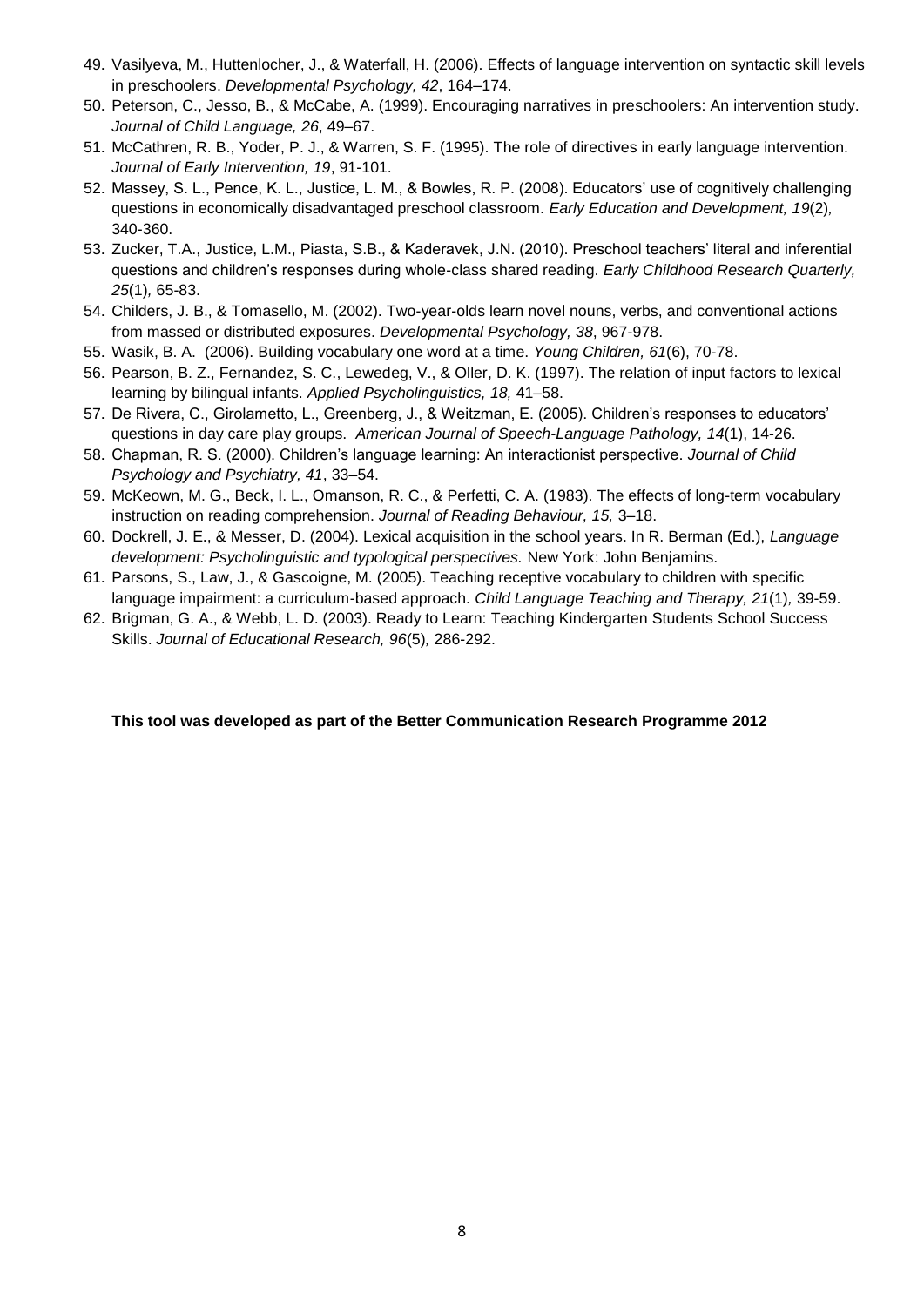49. Vasilyeva, M., Huttenlocher, J., & Waterfall, H. (2006). Effects of language intervention on syntactic skill levels in preschoolers. *Developmental Psychology, 42*, 164–174.
50. Peterson, C., Jesso, B., & McCabe, A. (1999). Encouraging narratives in preschoolers: An intervention study. *Journal of Child Language, 26*, 49–67.
51. McCathren, R. B., Yoder, P. J., & Warren, S. F. (1995). The role of directives in early language intervention. *Journal of Early Intervention, 19*, 91-101.
52. Massey, S. L., Pence, K. L., Justice, L. M., & Bowles, R. P. (2008). Educators' use of cognitively challenging questions in economically disadvantaged preschool classroom. *Early Education and Development, 19*(2)*,* 340-360.
53. Zucker, T.A., Justice, L.M., Piasta, S.B., & Kaderavek, J.N. (2010). Preschool teachers' literal and inferential questions and children's responses during whole-class shared reading. *Early Childhood Research Quarterly, 25*(1)*,* 65-83.
54. Childers, J. B., & Tomasello, M. (2002). Two-year-olds learn novel nouns, verbs, and conventional actions from massed or distributed exposures. *Developmental Psychology, 38*, 967-978.
55. Wasik, B. A. (2006). Building vocabulary one word at a time. *Young Children, 61*(6), 70-78.
56. Pearson, B. Z., Fernandez, S. C., Lewedeg, V., & Oller, D. K. (1997). The relation of input factors to lexical learning by bilingual infants. *Applied Psycholinguistics, 18,* 41–58.
57. De Rivera, C., Girolametto, L., Greenberg, J., & Weitzman, E. (2005). Children's responses to educators' questions in day care play groups. *American Journal of Speech-Language Pathology, 14*(1), 14-26.
58. Chapman, R. S. (2000). Children's language learning: An interactionist perspective. *Journal of Child Psychology and Psychiatry, 41*, 33–54.
59. McKeown, M. G., Beck, I. L., Omanson, R. C., & Perfetti, C. A. (1983). The effects of long-term vocabulary instruction on reading comprehension. *Journal of Reading Behaviour, 15,* 3–18.
60. Dockrell, J. E., & Messer, D. (2004). Lexical acquisition in the school years. In R. Berman (Ed.), *Language development: Psycholinguistic and typological perspectives.* New York: John Benjamins.
61. Parsons, S., Law, J., & Gascoigne, M. (2005). Teaching receptive vocabulary to children with specific language impairment: a curriculum-based approach. *Child Language Teaching and Therapy, 21*(1)*,* 39-59.
62. Brigman, G. A., & Webb, L. D. (2003). Ready to Learn: Teaching Kindergarten Students School Success Skills. *Journal of Educational Research, 96*(5)*,* 286-292*.*

**This tool was developed as part of the Better Communication Research Programme 2012**